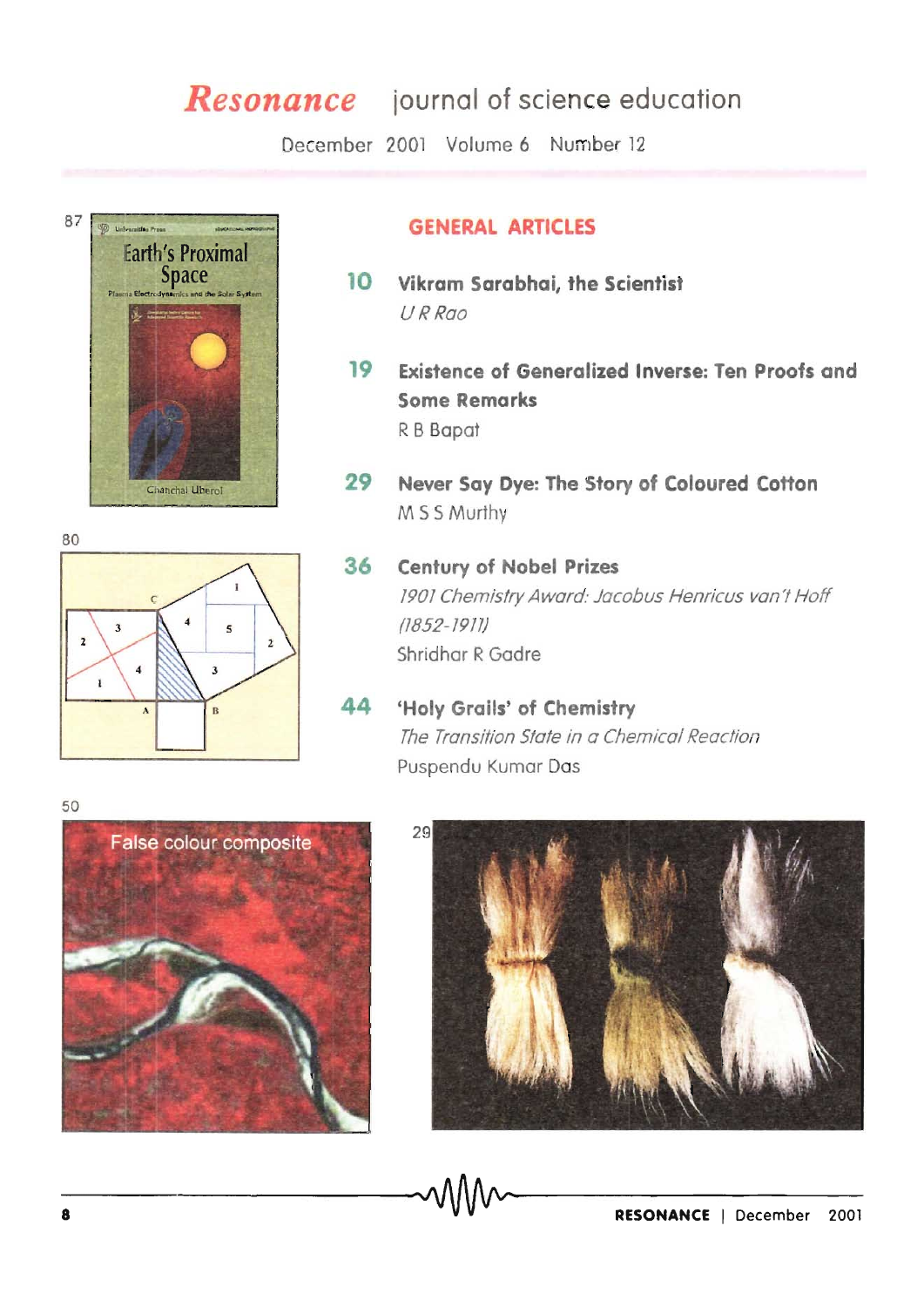# *Resonance* journal of science education

December 2001 Volume 6 Number 12

## GENERAL ARTICLES

**10** **Vikram Sarabhai, the Scientist**
*U R Rao*

**19** **Existence of Generalized Inverse: Ten Proofs and Some Remarks**
R B Bapat

**29** **Never Say Dye: The Story of Coloured Cotton**
M S S Murthy

**36** **Century of Nobel Prizes**
*1901 Chemistry Award: Jacobus Henricus van't Hoff (1852-1911)*
Shridhar R Gadre

**44** **'Holy Grails' of Chemistry**
*The Transition State in a Chemical Reaction*
Puspendu Kumar Das

87

80

50

29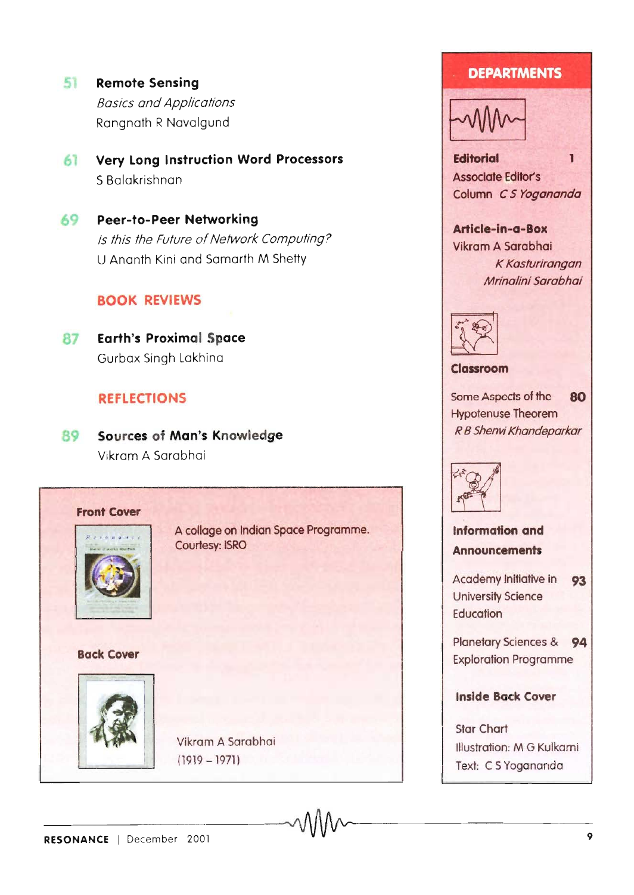51 **Remote Sensing**
*Basics and Applications*
Rangnath R Navalgund

61 **Very Long Instruction Word Processors**
S Balakrishnan

69 **Peer-to-Peer Networking**
*Is this the Future of Network Computing?*
U Ananth Kini and Samarth M Shetty

## BOOK REVIEWS

87 **Earth's Proximal Space**
Gurbax Singh Lakhina

## REFLECTIONS

89 **Sources of Man's Knowledge**
Vikram A Sarabhai

**Front Cover**

A collage on Indian Space Programme. Courtesy: ISRO

**Back Cover**

Vikram A Sarabhai
(1919 – 1971)

## DEPARTMENTS

**Editorial** 1
Associate Editor's Column *C S Yogananda*

**Article-in-a-Box**
Vikram A Sarabhai
*K Kasturirangan*
*Mrinalini Sarabhai*

**Classroom**

Some Aspects of the Hypotenuse Theorem 80
*R B Shenvi Khandeparkar*

**Information and Announcements**

Academy Initiative in University Science Education 93

Planetary Sciences & Exploration Programme 94

**Inside Back Cover**

Star Chart
Illustration: M G Kulkarni
Text: C S Yogananda